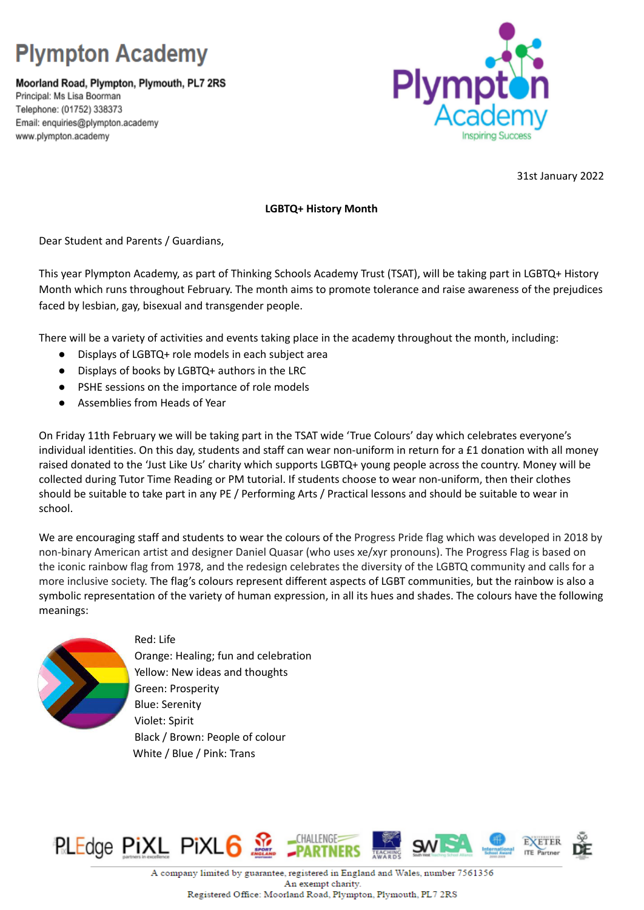# Plympton Academy

**Moorland Road, Plympton, Plymouth, PL7 2RS**
Principal: Ms Lisa Boorman
Telephone: (01752) 338373
Email: enquiries@plympton.academy
www.plympton.academy

Plympton Academy
Inspiring Success

31st January 2022

**LGBTQ+ History Month**

Dear Student and Parents / Guardians,

This year Plympton Academy, as part of Thinking Schools Academy Trust (TSAT), will be taking part in LGBTQ+ History Month which runs throughout February. The month aims to promote tolerance and raise awareness of the prejudices faced by lesbian, gay, bisexual and transgender people.

There will be a variety of activities and events taking place in the academy throughout the month, including:

- Displays of LGBTQ+ role models in each subject area
- Displays of books by LGBTQ+ authors in the LRC
- PSHE sessions on the importance of role models
- Assemblies from Heads of Year

On Friday 11th February we will be taking part in the TSAT wide 'True Colours' day which celebrates everyone's individual identities. On this day, students and staff can wear non-uniform in return for a £1 donation with all money raised donated to the 'Just Like Us' charity which supports LGBTQ+ young people across the country. Money will be collected during Tutor Time Reading or PM tutorial. If students choose to wear non-uniform, then their clothes should be suitable to take part in any PE / Performing Arts / Practical lessons and should be suitable to wear in school.

We are encouraging staff and students to wear the colours of the Progress Pride flag which was developed in 2018 by non-binary American artist and designer Daniel Quasar (who uses xe/xyr pronouns). The Progress Flag is based on the iconic rainbow flag from 1978, and the redesign celebrates the diversity of the LGBTQ community and calls for a more inclusive society. The flag's colours represent different aspects of LGBT communities, but the rainbow is also a symbolic representation of the variety of human expression, in all its hues and shades. The colours have the following meanings:

Red: Life
Orange: Healing; fun and celebration
Yellow: New ideas and thoughts
Green: Prosperity
Blue: Serenity
Violet: Spirit
Black / Brown: People of colour
White / Blue / Pink: Trans

A company limited by guarantee, registered in England and Wales, number 7561356
An exempt charity.
Registered Office: Moorland Road, Plympton, Plymouth, PL7 2RS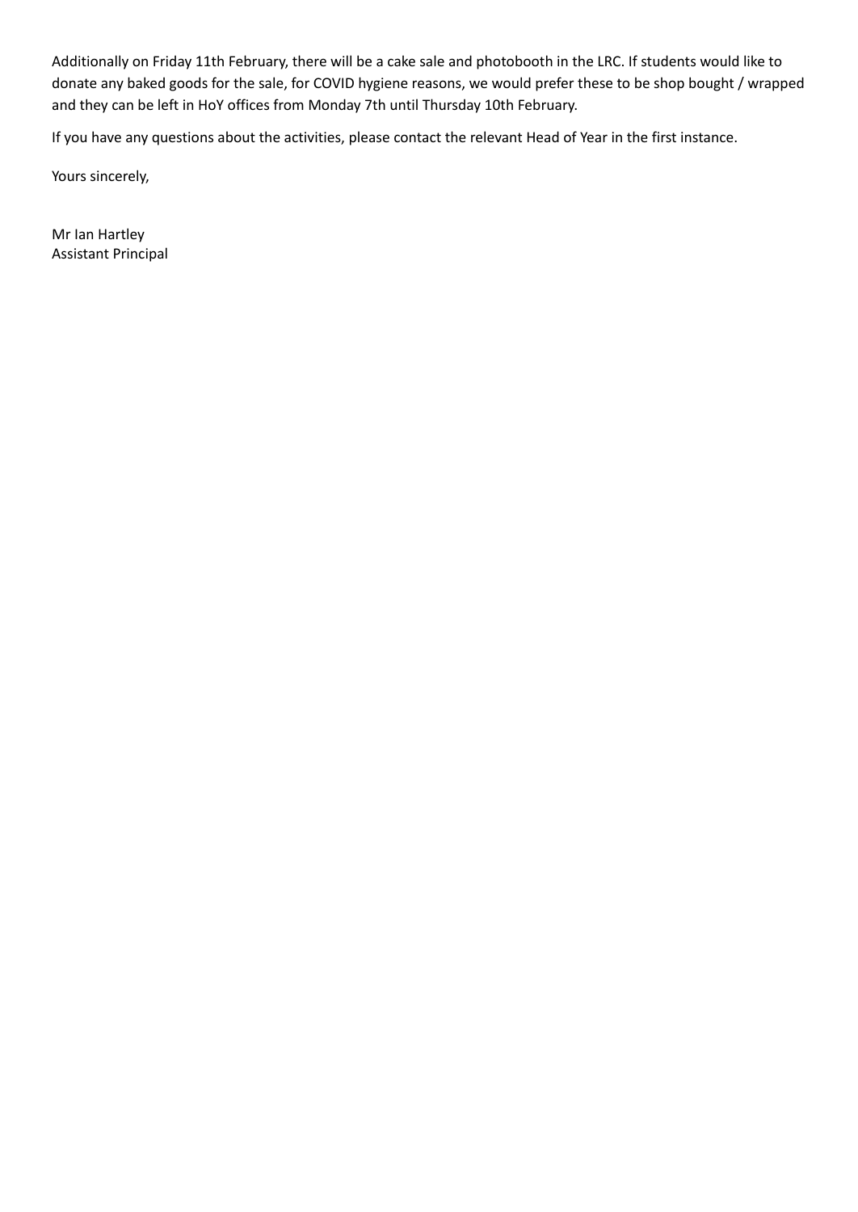Additionally on Friday 11th February, there will be a cake sale and photobooth in the LRC. If students would like to donate any baked goods for the sale, for COVID hygiene reasons, we would prefer these to be shop bought / wrapped and they can be left in HoY offices from Monday 7th until Thursday 10th February.

If you have any questions about the activities, please contact the relevant Head of Year in the first instance.

Yours sincerely,

Mr Ian Hartley
Assistant Principal